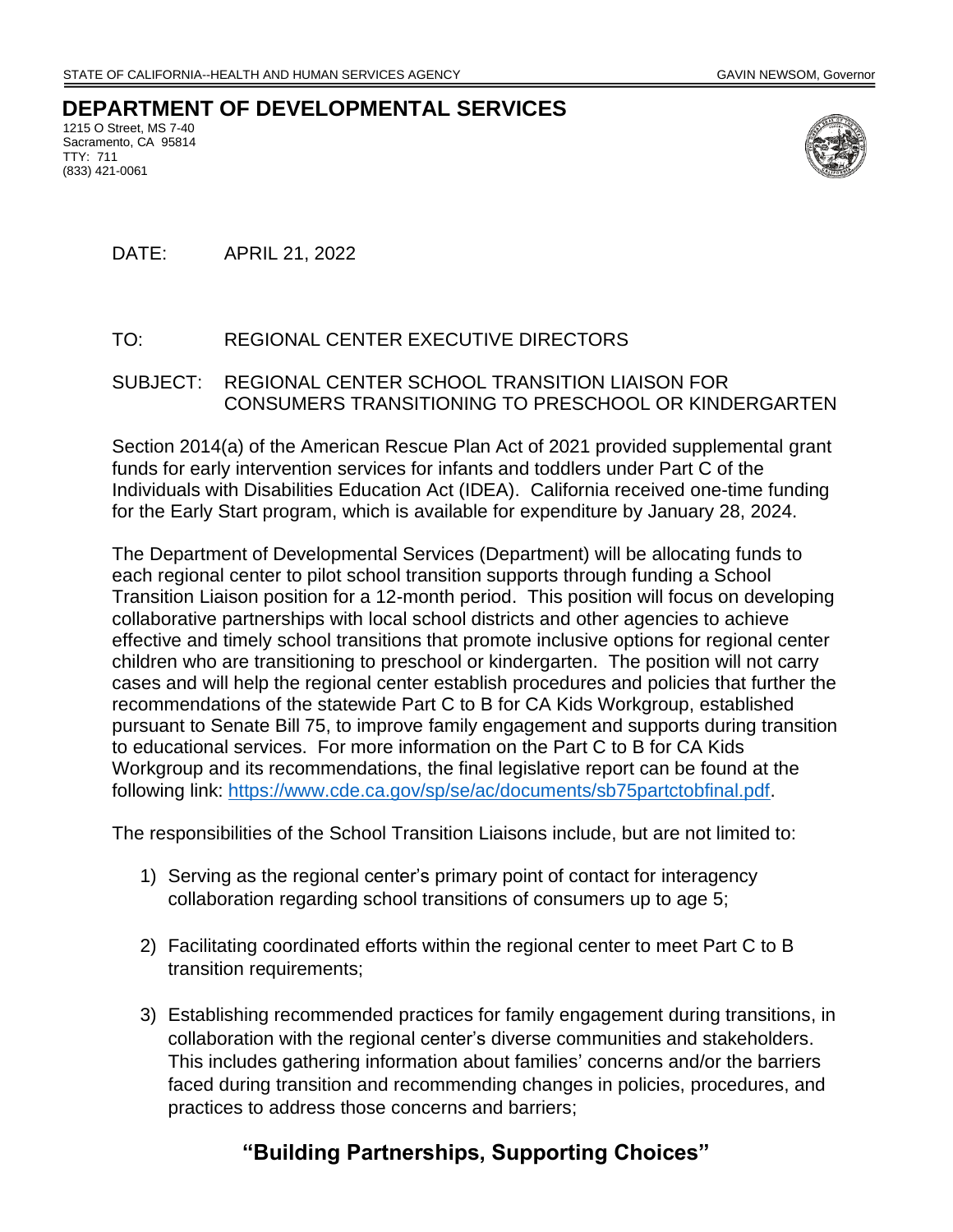STATE OF CALIFORNIA--HEALTH AND HUMAN SERVICES AGENCY GAVIN NEWSOM, Governor

# DEPARTMENT OF DEVELOPMENTAL SERVICES

1215 O Street, MS 7-40
Sacramento, CA 95814
TTY: 711
(833) 421-0061

DATE: APRIL 21, 2022

TO: REGIONAL CENTER EXECUTIVE DIRECTORS

SUBJECT: REGIONAL CENTER SCHOOL TRANSITION LIAISON FOR CONSUMERS TRANSITIONING TO PRESCHOOL OR KINDERGARTEN

Section 2014(a) of the American Rescue Plan Act of 2021 provided supplemental grant funds for early intervention services for infants and toddlers under Part C of the Individuals with Disabilities Education Act (IDEA). California received one-time funding for the Early Start program, which is available for expenditure by January 28, 2024.

The Department of Developmental Services (Department) will be allocating funds to each regional center to pilot school transition supports through funding a School Transition Liaison position for a 12-month period. This position will focus on developing collaborative partnerships with local school districts and other agencies to achieve effective and timely school transitions that promote inclusive options for regional center children who are transitioning to preschool or kindergarten. The position will not carry cases and will help the regional center establish procedures and policies that further the recommendations of the statewide Part C to B for CA Kids Workgroup, established pursuant to Senate Bill 75, to improve family engagement and supports during transition to educational services. For more information on the Part C to B for CA Kids Workgroup and its recommendations, the final legislative report can be found at the following link: https://www.cde.ca.gov/sp/se/ac/documents/sb75partctobfinal.pdf.

The responsibilities of the School Transition Liaisons include, but are not limited to:

1) Serving as the regional center's primary point of contact for interagency collaboration regarding school transitions of consumers up to age 5;

2) Facilitating coordinated efforts within the regional center to meet Part C to B transition requirements;

3) Establishing recommended practices for family engagement during transitions, in collaboration with the regional center's diverse communities and stakeholders. This includes gathering information about families' concerns and/or the barriers faced during transition and recommending changes in policies, procedures, and practices to address those concerns and barriers;

**"Building Partnerships, Supporting Choices"**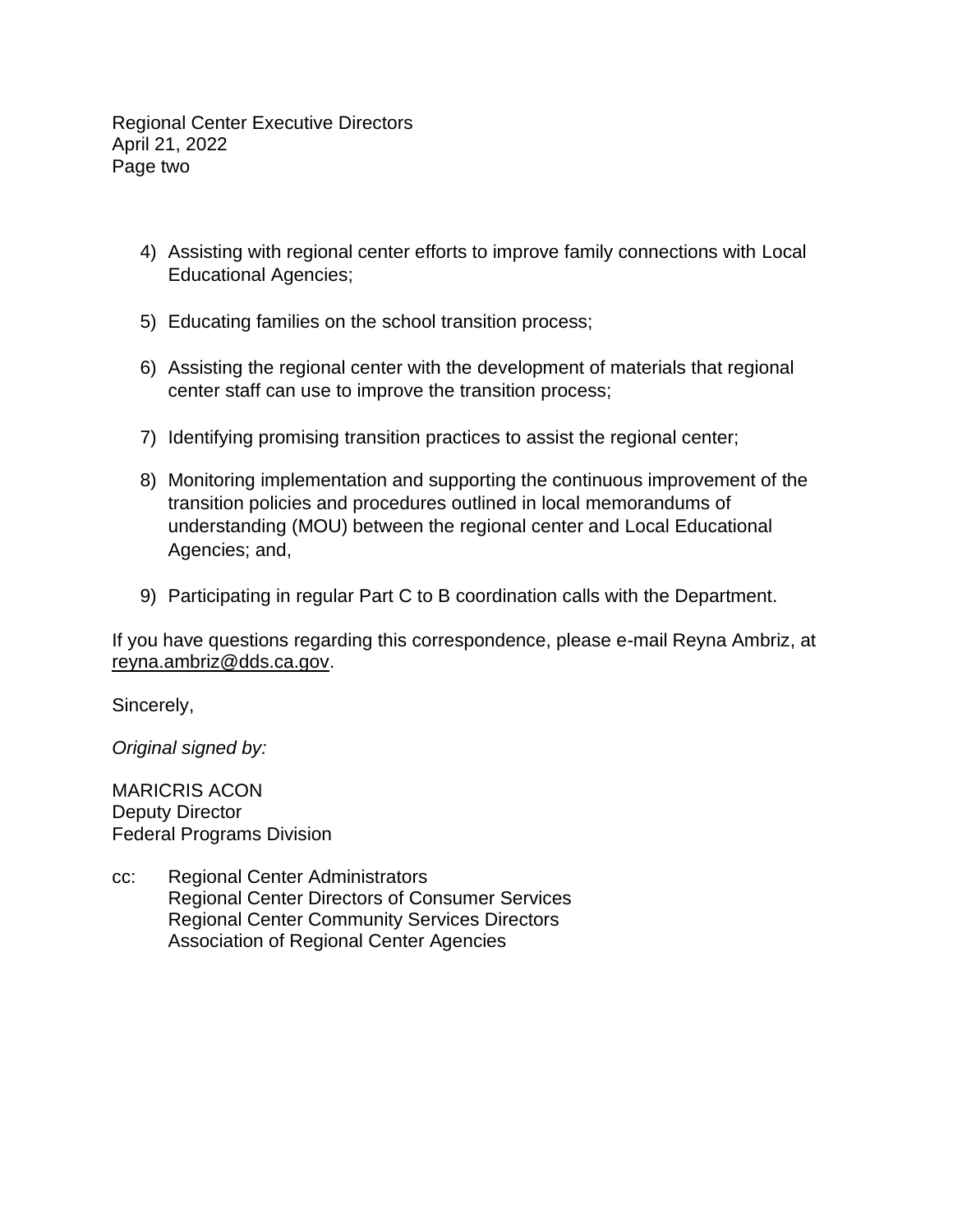4) Assisting with regional center efforts to improve family connections with Local Educational Agencies;

5) Educating families on the school transition process;

6) Assisting the regional center with the development of materials that regional center staff can use to improve the transition process;

7) Identifying promising transition practices to assist the regional center;

8) Monitoring implementation and supporting the continuous improvement of the transition policies and procedures outlined in local memorandums of understanding (MOU) between the regional center and Local Educational Agencies; and,

9) Participating in regular Part C to B coordination calls with the Department.

If you have questions regarding this correspondence, please e-mail Reyna Ambriz, at reyna.ambriz@dds.ca.gov.

Sincerely,

*Original signed by:*

MARICRIS ACON
Deputy Director
Federal Programs Division

cc: Regional Center Administrators
Regional Center Directors of Consumer Services
Regional Center Community Services Directors
Association of Regional Center Agencies